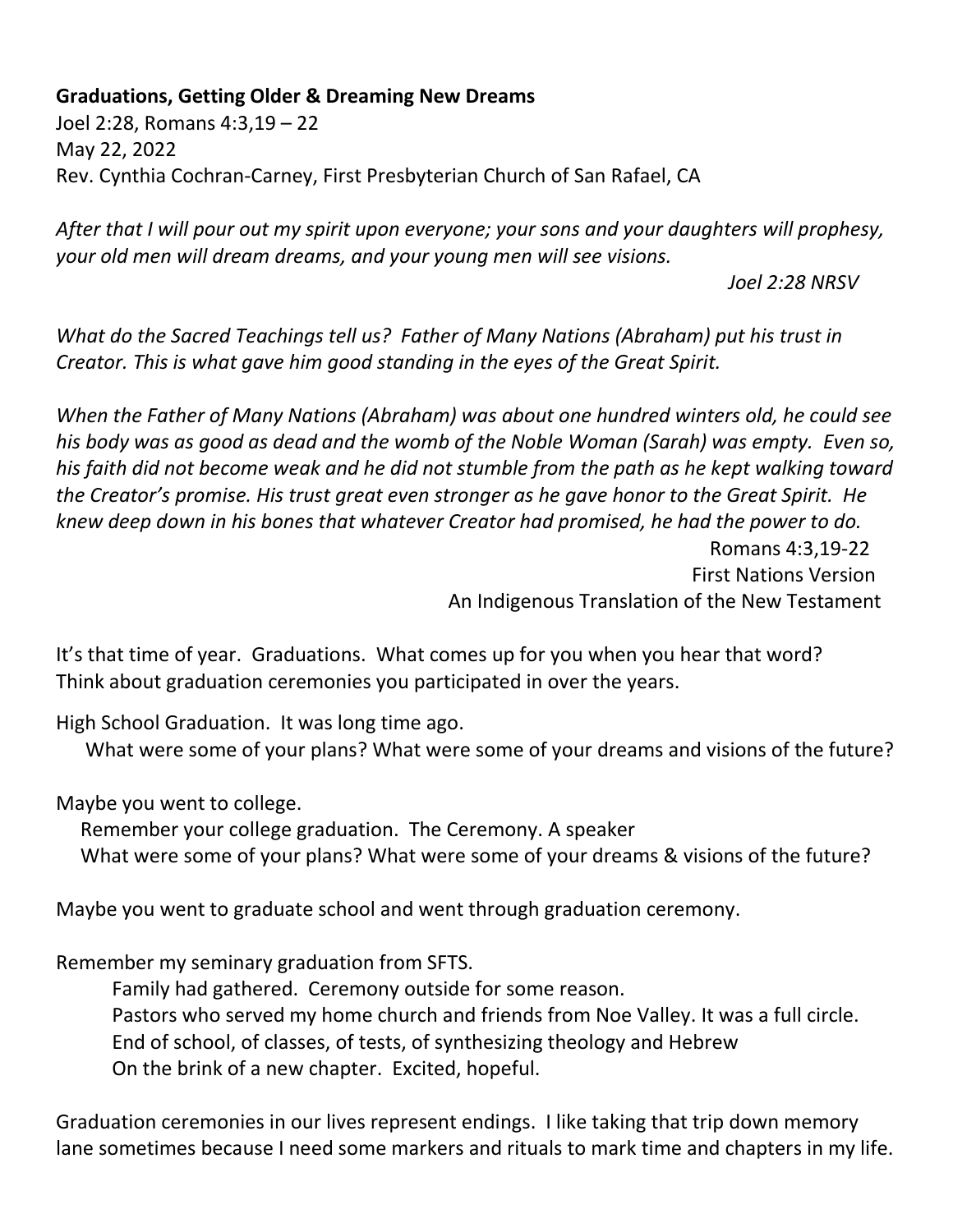**Graduations, Getting Older & Dreaming New Dreams**
Joel 2:28, Romans 4:3,19 – 22
May 22, 2022
Rev. Cynthia Cochran-Carney, First Presbyterian Church of San Rafael, CA

*After that I will pour out my spirit upon everyone; your sons and your daughters will prophesy, your old men will dream dreams, and your young men will see visions.*

*Joel 2:28 NRSV*

*What do the Sacred Teachings tell us? Father of Many Nations (Abraham) put his trust in Creator. This is what gave him good standing in the eyes of the Great Spirit.*

*When the Father of Many Nations (Abraham) was about one hundred winters old, he could see his body was as good as dead and the womb of the Noble Woman (Sarah) was empty. Even so, his faith did not become weak and he did not stumble from the path as he kept walking toward the Creator's promise. His trust great even stronger as he gave honor to the Great Spirit. He knew deep down in his bones that whatever Creator had promised, he had the power to do.*

Romans 4:3,19-22
First Nations Version
An Indigenous Translation of the New Testament

It's that time of year. Graduations. What comes up for you when you hear that word?
Think about graduation ceremonies you participated in over the years.

High School Graduation. It was long time ago.
What were some of your plans? What were some of your dreams and visions of the future?

Maybe you went to college.
Remember your college graduation. The Ceremony. A speaker
What were some of your plans? What were some of your dreams & visions of the future?

Maybe you went to graduate school and went through graduation ceremony.

Remember my seminary graduation from SFTS.
Family had gathered. Ceremony outside for some reason.
Pastors who served my home church and friends from Noe Valley. It was a full circle.
End of school, of classes, of tests, of synthesizing theology and Hebrew
On the brink of a new chapter. Excited, hopeful.

Graduation ceremonies in our lives represent endings. I like taking that trip down memory lane sometimes because I need some markers and rituals to mark time and chapters in my life.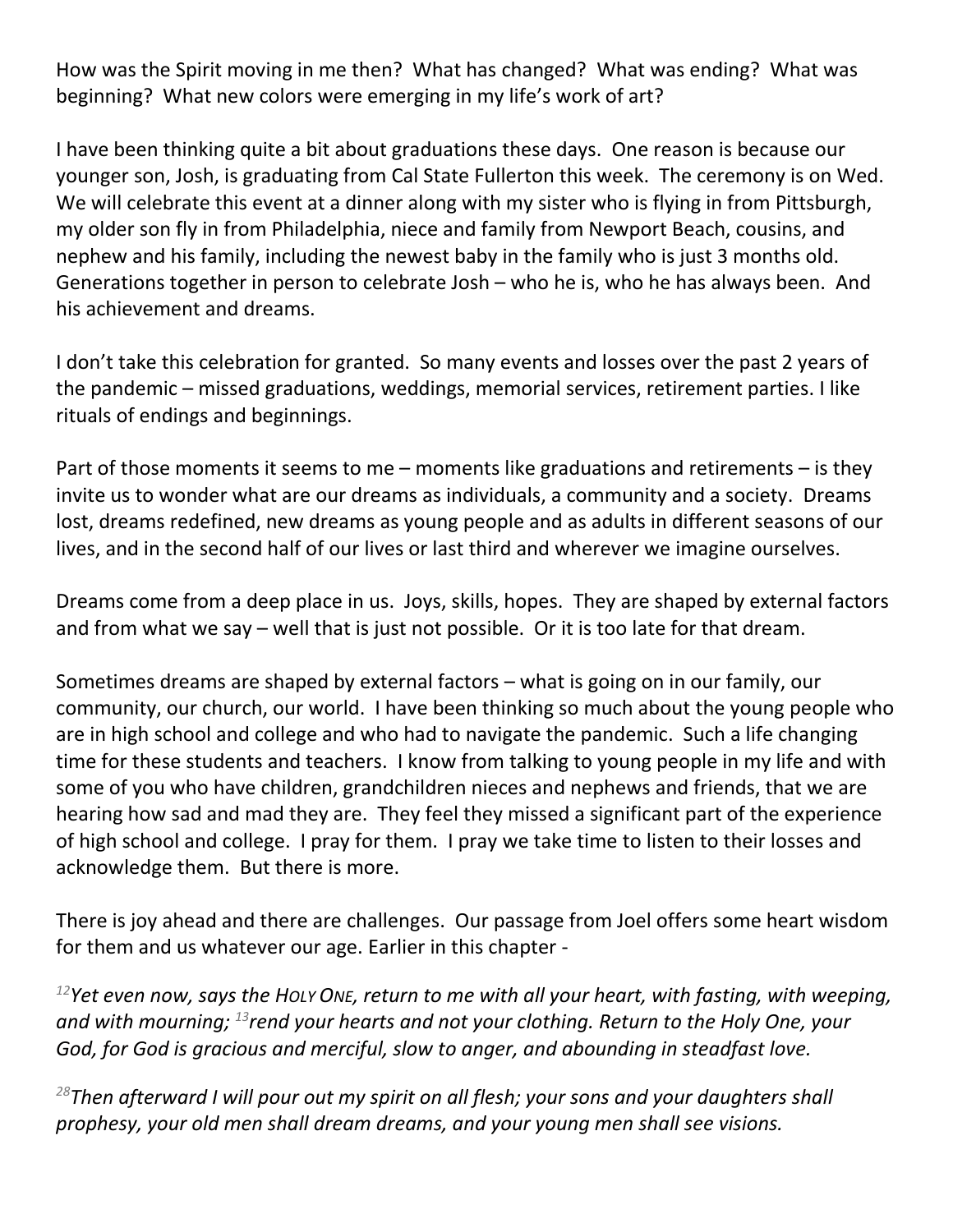How was the Spirit moving in me then? What has changed? What was ending? What was beginning? What new colors were emerging in my life's work of art?

I have been thinking quite a bit about graduations these days. One reason is because our younger son, Josh, is graduating from Cal State Fullerton this week. The ceremony is on Wed. We will celebrate this event at a dinner along with my sister who is flying in from Pittsburgh, my older son fly in from Philadelphia, niece and family from Newport Beach, cousins, and nephew and his family, including the newest baby in the family who is just 3 months old. Generations together in person to celebrate Josh – who he is, who he has always been. And his achievement and dreams.

I don't take this celebration for granted. So many events and losses over the past 2 years of the pandemic – missed graduations, weddings, memorial services, retirement parties. I like rituals of endings and beginnings.

Part of those moments it seems to me – moments like graduations and retirements – is they invite us to wonder what are our dreams as individuals, a community and a society. Dreams lost, dreams redefined, new dreams as young people and as adults in different seasons of our lives, and in the second half of our lives or last third and wherever we imagine ourselves.

Dreams come from a deep place in us. Joys, skills, hopes. They are shaped by external factors and from what we say – well that is just not possible. Or it is too late for that dream.

Sometimes dreams are shaped by external factors – what is going on in our family, our community, our church, our world. I have been thinking so much about the young people who are in high school and college and who had to navigate the pandemic. Such a life changing time for these students and teachers. I know from talking to young people in my life and with some of you who have children, grandchildren nieces and nephews and friends, that we are hearing how sad and mad they are. They feel they missed a significant part of the experience of high school and college. I pray for them. I pray we take time to listen to their losses and acknowledge them. But there is more.

There is joy ahead and there are challenges. Our passage from Joel offers some heart wisdom for them and us whatever our age. Earlier in this chapter -

*[12]Yet even now, says the HOLY ONE, return to me with all your heart, with fasting, with weeping, and with mourning; [13]rend your hearts and not your clothing. Return to the Holy One, your God, for God is gracious and merciful, slow to anger, and abounding in steadfast love.*

*[28]Then afterward I will pour out my spirit on all flesh; your sons and your daughters shall prophesy, your old men shall dream dreams, and your young men shall see visions.*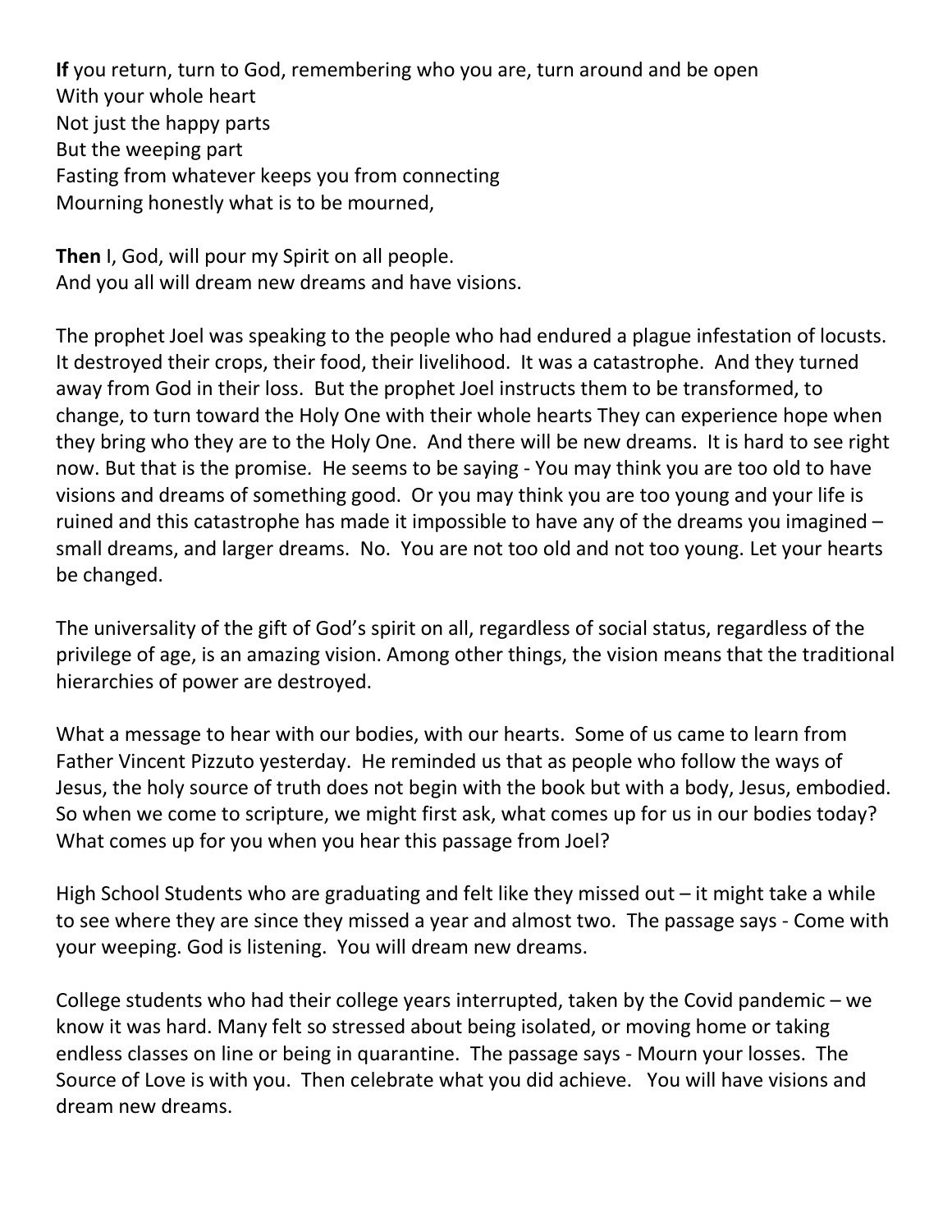**If** you return, turn to God, remembering who you are, turn around and be open
With your whole heart
Not just the happy parts
But the weeping part
Fasting from whatever keeps you from connecting
Mourning honestly what is to be mourned,

**Then** I, God, will pour my Spirit on all people.
And you all will dream new dreams and have visions.

The prophet Joel was speaking to the people who had endured a plague infestation of locusts. It destroyed their crops, their food, their livelihood. It was a catastrophe. And they turned away from God in their loss. But the prophet Joel instructs them to be transformed, to change, to turn toward the Holy One with their whole hearts They can experience hope when they bring who they are to the Holy One. And there will be new dreams. It is hard to see right now. But that is the promise. He seems to be saying - You may think you are too old to have visions and dreams of something good. Or you may think you are too young and your life is ruined and this catastrophe has made it impossible to have any of the dreams you imagined – small dreams, and larger dreams. No. You are not too old and not too young. Let your hearts be changed.

The universality of the gift of God's spirit on all, regardless of social status, regardless of the privilege of age, is an amazing vision. Among other things, the vision means that the traditional hierarchies of power are destroyed.

What a message to hear with our bodies, with our hearts. Some of us came to learn from Father Vincent Pizzuto yesterday. He reminded us that as people who follow the ways of Jesus, the holy source of truth does not begin with the book but with a body, Jesus, embodied. So when we come to scripture, we might first ask, what comes up for us in our bodies today? What comes up for you when you hear this passage from Joel?

High School Students who are graduating and felt like they missed out – it might take a while to see where they are since they missed a year and almost two. The passage says - Come with your weeping. God is listening. You will dream new dreams.

College students who had their college years interrupted, taken by the Covid pandemic – we know it was hard. Many felt so stressed about being isolated, or moving home or taking endless classes on line or being in quarantine. The passage says - Mourn your losses. The Source of Love is with you. Then celebrate what you did achieve. You will have visions and dream new dreams.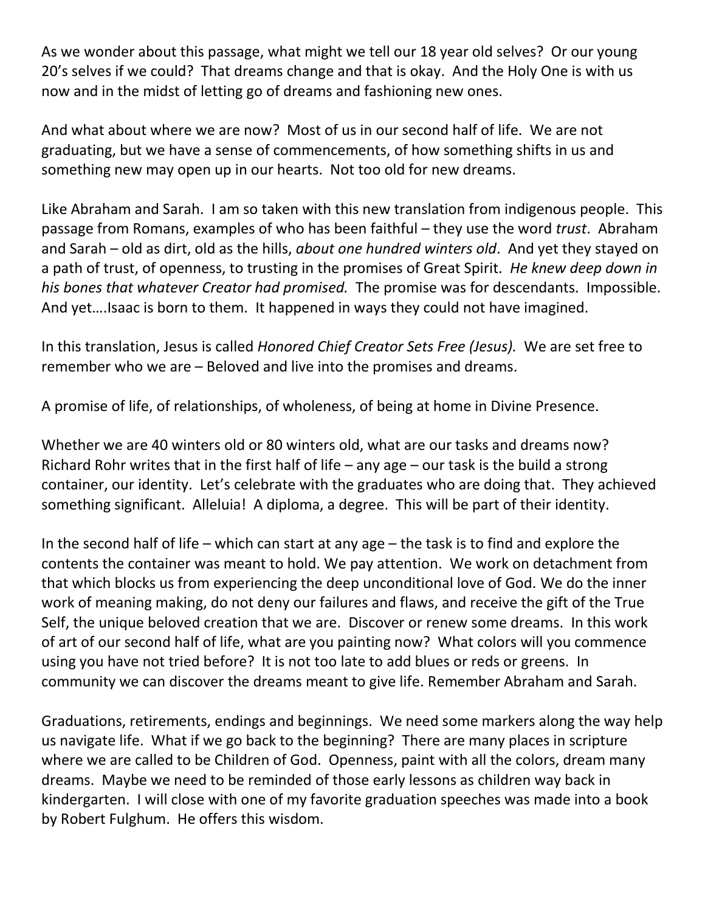As we wonder about this passage, what might we tell our 18 year old selves? Or our young 20's selves if we could? That dreams change and that is okay. And the Holy One is with us now and in the midst of letting go of dreams and fashioning new ones.

And what about where we are now? Most of us in our second half of life. We are not graduating, but we have a sense of commencements, of how something shifts in us and something new may open up in our hearts. Not too old for new dreams.

Like Abraham and Sarah. I am so taken with this new translation from indigenous people. This passage from Romans, examples of who has been faithful – they use the word *trust*. Abraham and Sarah – old as dirt, old as the hills, *about one hundred winters old*. And yet they stayed on a path of trust, of openness, to trusting in the promises of Great Spirit. *He knew deep down in his bones that whatever Creator had promised.* The promise was for descendants. Impossible. And yet….Isaac is born to them. It happened in ways they could not have imagined.

In this translation, Jesus is called *Honored Chief Creator Sets Free (Jesus).* We are set free to remember who we are – Beloved and live into the promises and dreams.

A promise of life, of relationships, of wholeness, of being at home in Divine Presence.

Whether we are 40 winters old or 80 winters old, what are our tasks and dreams now? Richard Rohr writes that in the first half of life – any age – our task is the build a strong container, our identity. Let's celebrate with the graduates who are doing that. They achieved something significant. Alleluia! A diploma, a degree. This will be part of their identity.

In the second half of life – which can start at any age – the task is to find and explore the contents the container was meant to hold. We pay attention. We work on detachment from that which blocks us from experiencing the deep unconditional love of God. We do the inner work of meaning making, do not deny our failures and flaws, and receive the gift of the True Self, the unique beloved creation that we are. Discover or renew some dreams. In this work of art of our second half of life, what are you painting now? What colors will you commence using you have not tried before? It is not too late to add blues or reds or greens. In community we can discover the dreams meant to give life. Remember Abraham and Sarah.

Graduations, retirements, endings and beginnings. We need some markers along the way help us navigate life. What if we go back to the beginning? There are many places in scripture where we are called to be Children of God. Openness, paint with all the colors, dream many dreams. Maybe we need to be reminded of those early lessons as children way back in kindergarten. I will close with one of my favorite graduation speeches was made into a book by Robert Fulghum. He offers this wisdom.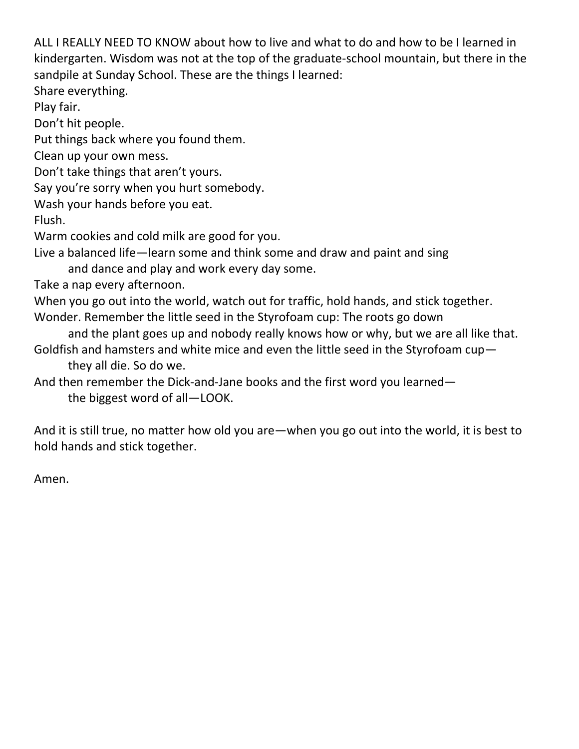ALL I REALLY NEED TO KNOW about how to live and what to do and how to be I learned in kindergarten. Wisdom was not at the top of the graduate-school mountain, but there in the sandpile at Sunday School. These are the things I learned:

Share everything.
Play fair.
Don't hit people.
Put things back where you found them.
Clean up your own mess.
Don't take things that aren't yours.
Say you're sorry when you hurt somebody.
Wash your hands before you eat.
Flush.
Warm cookies and cold milk are good for you.
Live a balanced life—learn some and think some and draw and paint and sing and dance and play and work every day some.
Take a nap every afternoon.
When you go out into the world, watch out for traffic, hold hands, and stick together.
Wonder. Remember the little seed in the Styrofoam cup: The roots go down and the plant goes up and nobody really knows how or why, but we are all like that.
Goldfish and hamsters and white mice and even the little seed in the Styrofoam cup—they all die. So do we.
And then remember the Dick-and-Jane books and the first word you learned—the biggest word of all—LOOK.

And it is still true, no matter how old you are—when you go out into the world, it is best to hold hands and stick together.

Amen.